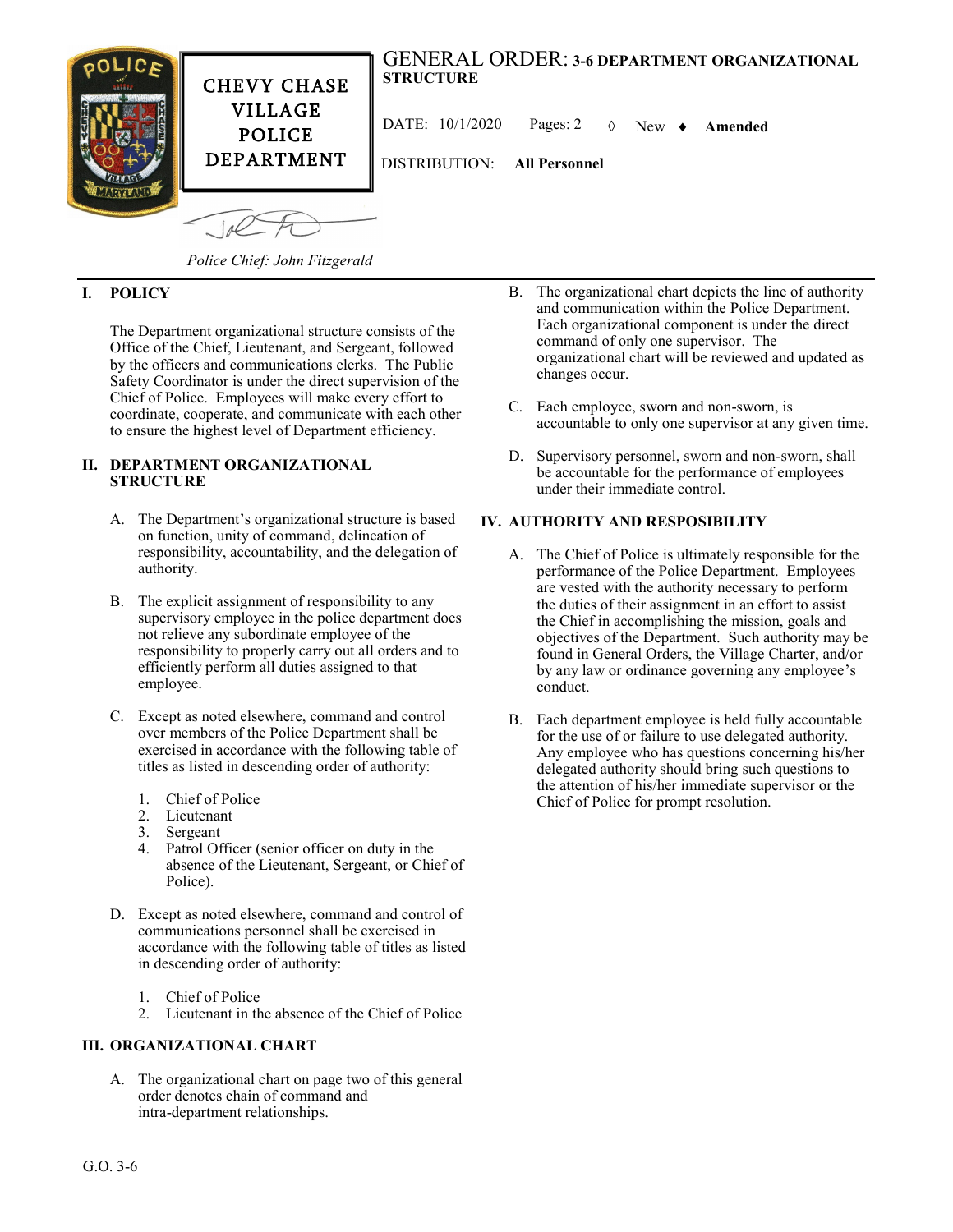**CHEVY CHASE VILLAGE POLICE DEPARTMENT**

# GENERAL ORDER: 3-6 DEPARTMENT ORGANIZATIONAL STRUCTURE

DATE: 10/1/2020 Pages: 2 ◊ New ♦ **Amended**

DISTRIBUTION: **All Personnel**

*Police Chief: John Fitzgerald*

## I. POLICY

The Department organizational structure consists of the Office of the Chief, Lieutenant, and Sergeant, followed by the officers and communications clerks. The Public Safety Coordinator is under the direct supervision of the Chief of Police. Employees will make every effort to coordinate, cooperate, and communicate with each other to ensure the highest level of Department efficiency.

## II. DEPARTMENT ORGANIZATIONAL STRUCTURE

A. The Department's organizational structure is based on function, unity of command, delineation of responsibility, accountability, and the delegation of authority.

B. The explicit assignment of responsibility to any supervisory employee in the police department does not relieve any subordinate employee of the responsibility to properly carry out all orders and to efficiently perform all duties assigned to that employee.

C. Except as noted elsewhere, command and control over members of the Police Department shall be exercised in accordance with the following table of titles as listed in descending order of authority:

1. Chief of Police
2. Lieutenant
3. Sergeant
4. Patrol Officer (senior officer on duty in the absence of the Lieutenant, Sergeant, or Chief of Police).

D. Except as noted elsewhere, command and control of communications personnel shall be exercised in accordance with the following table of titles as listed in descending order of authority:

1. Chief of Police
2. Lieutenant in the absence of the Chief of Police

## III. ORGANIZATIONAL CHART

A. The organizational chart on page two of this general order denotes chain of command and intra-department relationships.

B. The organizational chart depicts the line of authority and communication within the Police Department. Each organizational component is under the direct command of only one supervisor. The organizational chart will be reviewed and updated as changes occur.

C. Each employee, sworn and non-sworn, is accountable to only one supervisor at any given time.

D. Supervisory personnel, sworn and non-sworn, shall be accountable for the performance of employees under their immediate control.

## IV. AUTHORITY AND RESPOSIBILITY

A. The Chief of Police is ultimately responsible for the performance of the Police Department. Employees are vested with the authority necessary to perform the duties of their assignment in an effort to assist the Chief in accomplishing the mission, goals and objectives of the Department. Such authority may be found in General Orders, the Village Charter, and/or by any law or ordinance governing any employee's conduct.

B. Each department employee is held fully accountable for the use of or failure to use delegated authority. Any employee who has questions concerning his/her delegated authority should bring such questions to the attention of his/her immediate supervisor or the Chief of Police for prompt resolution.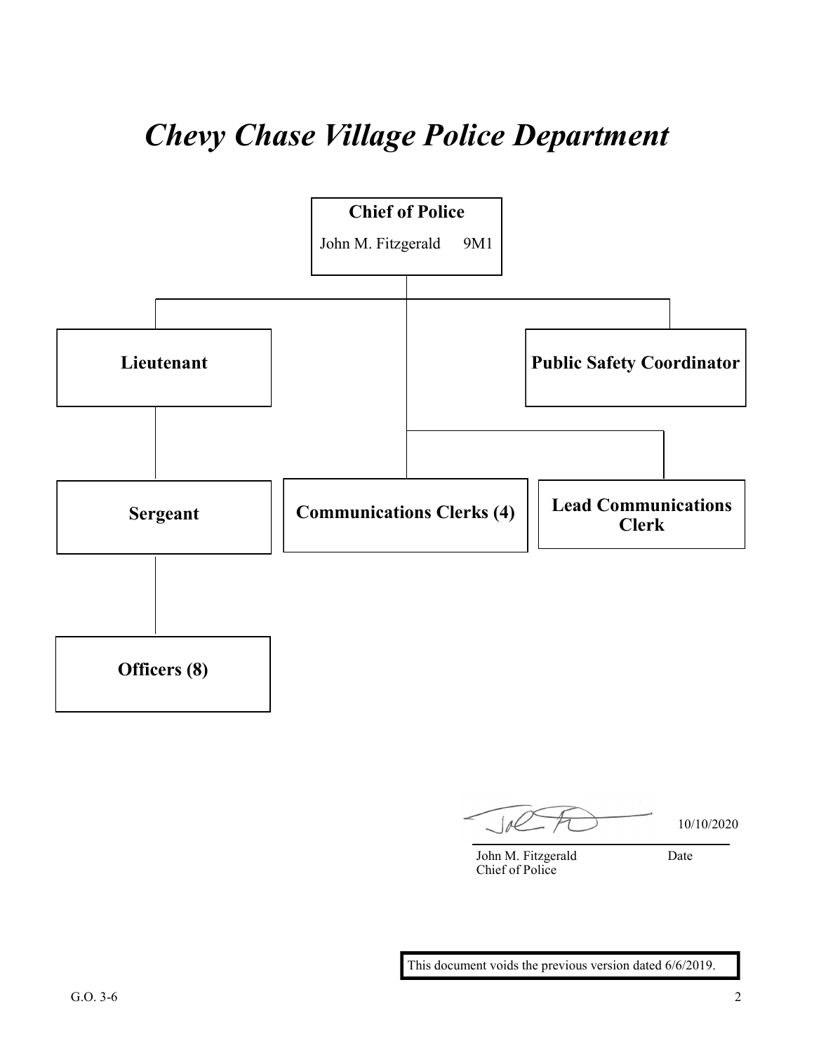# *Chevy Chase Village Police Department*

**Chief of Police**
John M. Fitzgerald 9M1

**Lieutenant**

**Public Safety Coordinator**

**Sergeant**

**Communications Clerks (4)**

**Lead Communications Clerk**

**Officers (8)**

10/10/2020

John M. Fitzgerald
Chief of Police

Date

This document voids the previous version dated 6/6/2019.

G.O. 3-6